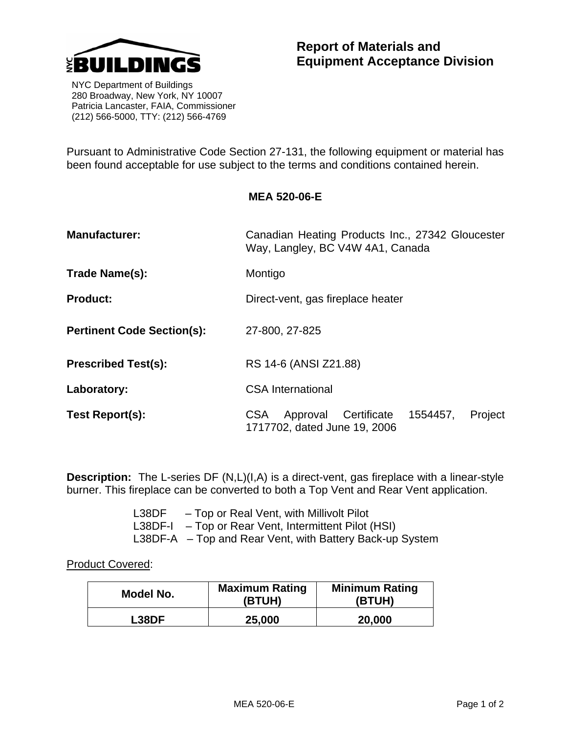**NYC BUILDINGS**

NYC Department of Buildings
280 Broadway, New York, NY 10007
Patricia Lancaster, FAIA, Commissioner
(212) 566-5000, TTY: (212) 566-4769

# Report of Materials and Equipment Acceptance Division

Pursuant to Administrative Code Section 27-131, the following equipment or material has been found acceptable for use subject to the terms and conditions contained herein.

## MEA 520-06-E

**Manufacturer:** Canadian Heating Products Inc., 27342 Gloucester Way, Langley, BC V4W 4A1, Canada

**Trade Name(s):** Montigo

**Product:** Direct-vent, gas fireplace heater

**Pertinent Code Section(s):** 27-800, 27-825

**Prescribed Test(s):** RS 14-6 (ANSI Z21.88)

**Laboratory:** CSA International

**Test Report(s):** CSA Approval Certificate 1554457, Project 1717702, dated June 19, 2006

**Description:** The L-series DF (N,L)(I,A) is a direct-vent, gas fireplace with a linear-style burner. This fireplace can be converted to both a Top Vent and Rear Vent application.

- L38DF – Top or Real Vent, with Millivolt Pilot
- L38DF-I – Top or Rear Vent, Intermittent Pilot (HSI)
- L38DF-A – Top and Rear Vent, with Battery Back-up System

Product Covered:

| Model No. | Maximum Rating (BTUH) | Minimum Rating (BTUH) |
|---|---|---|
| **L38DF** | **25,000** | **20,000** |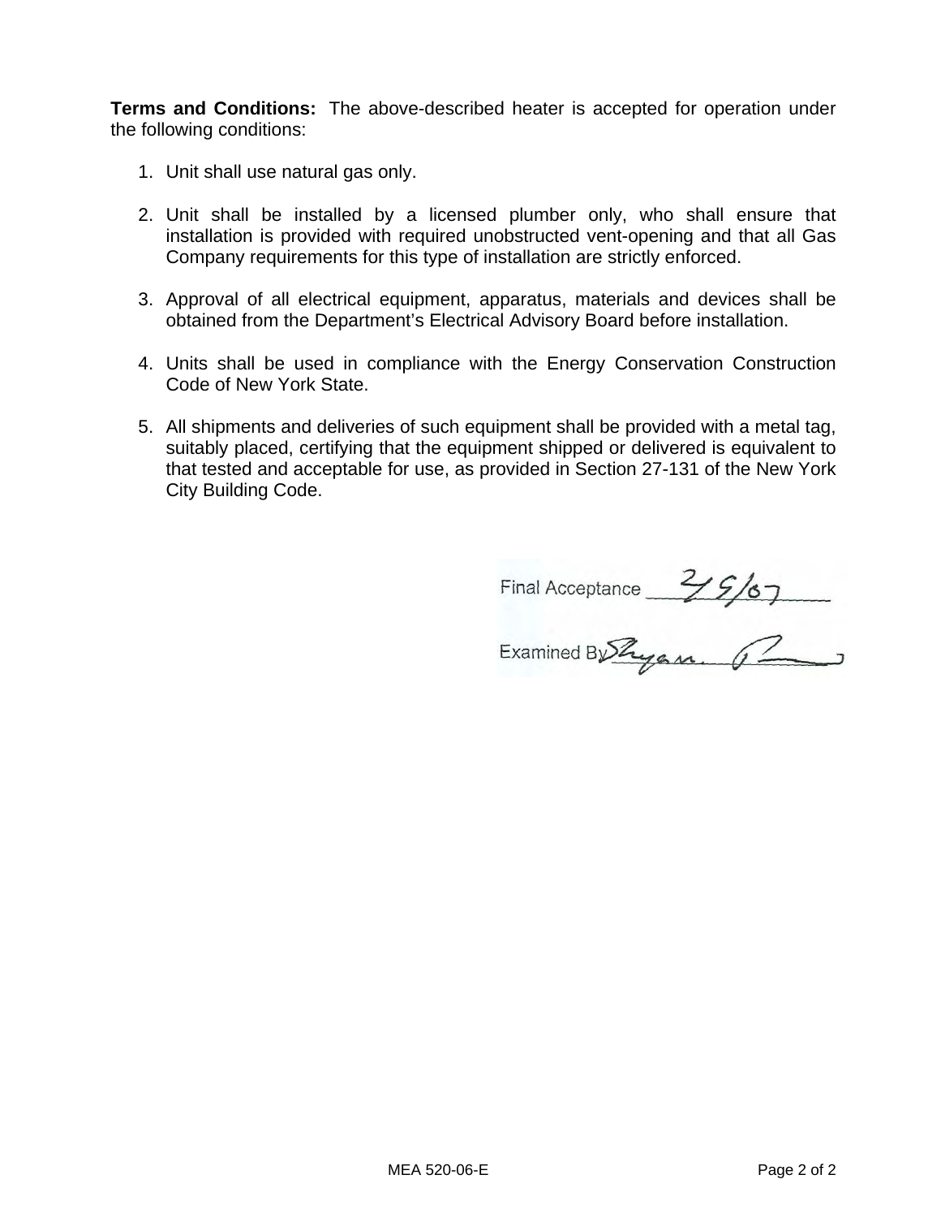**Terms and Conditions:** The above-described heater is accepted for operation under the following conditions:

1. Unit shall use natural gas only.

2. Unit shall be installed by a licensed plumber only, who shall ensure that installation is provided with required unobstructed vent-opening and that all Gas Company requirements for this type of installation are strictly enforced.

3. Approval of all electrical equipment, apparatus, materials and devices shall be obtained from the Department's Electrical Advisory Board before installation.

4. Units shall be used in compliance with the Energy Conservation Construction Code of New York State.

5. All shipments and deliveries of such equipment shall be provided with a metal tag, suitably placed, certifying that the equipment shipped or delivered is equivalent to that tested and acceptable for use, as provided in Section 27-131 of the New York City Building Code.

Final Acceptance 2/5/07

Examined By Shyam. P

MEA 520-06-E